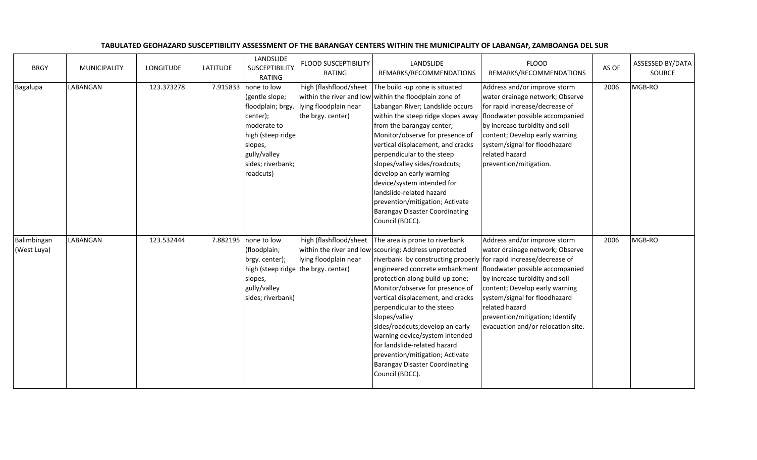**TABULATED GEOHAZARD SUSCEPTIBILITY ASSESSMENT OF THE BARANGAY CENTERS WITHIN THE MUNICIPALITY OF LABANGAN, ZAMBOANGA DEL SUR**

| BRGY | MUNICIPALITY | LONGITUDE | LATITUDE | LANDSLIDE SUSCEPTIBILITY RATING | FLOOD SUSCEPTIBILITY RATING | LANDSLIDE REMARKS/RECOMMENDATIONS | FLOOD REMARKS/RECOMMENDATIONS | AS OF | ASSESSED BY/DATA SOURCE |
|---|---|---|---|---|---|---|---|---|---|
| Bagalupa | LABANGAN | 123.373278 | 7.915833 | none to low (gentle slope; floodplain; brgy. center); moderate to high (steep ridge slopes, gully/valley sides; riverbank; roadcuts) | high (flashflood/sheet within the river and low lying floodplain near the brgy. center) | The build -up zone is situated within the floodplain zone of Labangan River; Landslide occurs within the steep ridge slopes away from the barangay center; Monitor/observe for presence of vertical displacement, and cracks perpendicular to the steep slopes/valley sides/roadcuts; develop an early warning device/system intended for landslide-related hazard prevention/mitigation; Activate Barangay Disaster Coordinating Council (BDCC). | Address and/or improve storm water drainage network; Observe for rapid increase/decrease of floodwater possible accompanied by increase turbidity and soil content; Develop early warning system/signal for floodhazard related hazard prevention/mitigation. | 2006 | MGB-RO |
| Balimbingan (West Luya) | LABANGAN | 123.532444 | 7.882195 | none to low (floodplain; brgy. center); high (steep ridge slopes, gully/valley sides; riverbank) | high (flashflood/sheet within the river and low lying floodplain near the brgy. center) | The area is prone to riverbank scouring; Address unprotected riverbank by constructing properly engineered concrete embankment protection along build-up zone; Monitor/observe for presence of vertical displacement, and cracks perpendicular to the steep slopes/valley sides/roadcuts;develop an early warning device/system intended for landslide-related hazard prevention/mitigation; Activate Barangay Disaster Coordinating Council (BDCC). | Address and/or improve storm water drainage network; Observe for rapid increase/decrease of floodwater possible accompanied by increase turbidity and soil content; Develop early warning system/signal for floodhazard related hazard prevention/mitigation; Identify evacuation and/or relocation site. | 2006 | MGB-RO |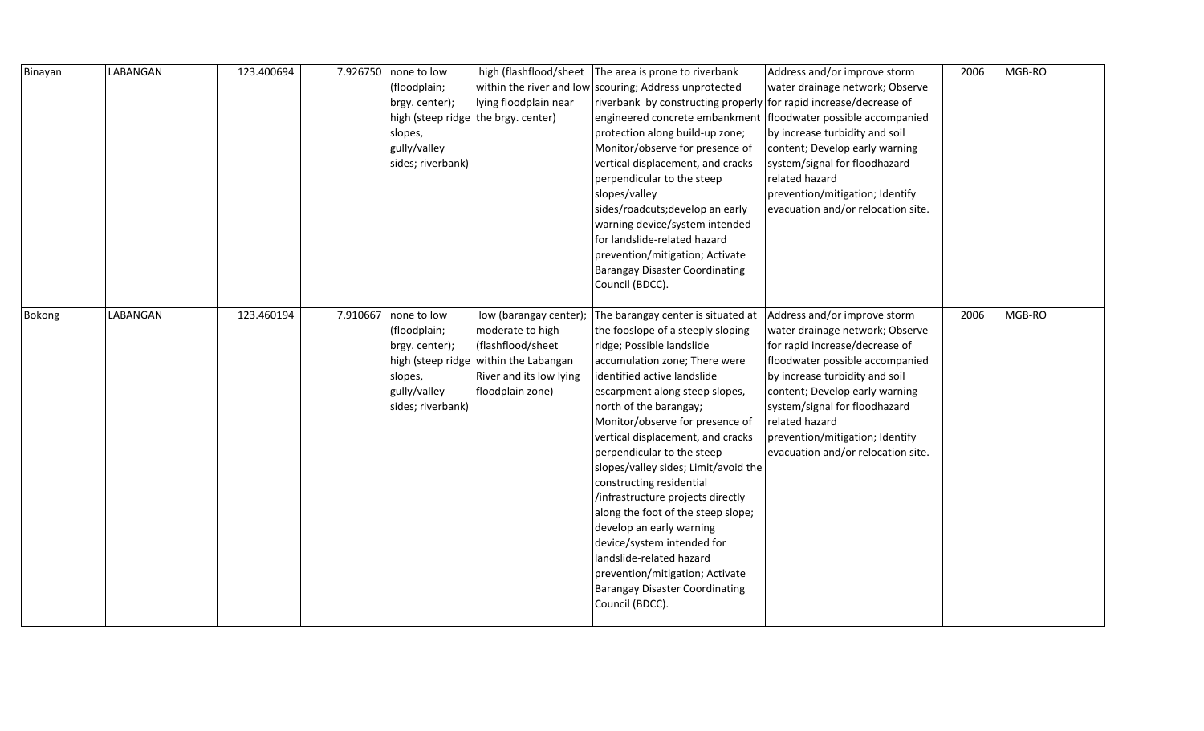| Binayan | LABANGAN | 123.400694 | 7.926750 | none to low (floodplain; brgy. center); high (steep ridge slopes, gully/valley sides; riverbank) | high (flashflood/sheet within the river and low lying floodplain near the brgy. center) | The area is prone to riverbank scouring; Address unprotected riverbank by constructing properly engineered concrete embankment protection along build-up zone; Monitor/observe for presence of vertical displacement, and cracks perpendicular to the steep slopes/valley sides/roadcuts;develop an early warning device/system intended for landslide-related hazard prevention/mitigation; Activate Barangay Disaster Coordinating Council (BDCC). | Address and/or improve storm water drainage network; Observe for rapid increase/decrease of floodwater possible accompanied by increase turbidity and soil content; Develop early warning system/signal for floodhazard related hazard prevention/mitigation; Identify evacuation and/or relocation site. | 2006 | MGB-RO |
|---|---|---|---|---|---|---|---|---|---|
| Bokong | LABANGAN | 123.460194 | 7.910667 | none to low (floodplain; brgy. center); high (steep ridge slopes, gully/valley sides; riverbank) | low (barangay center); moderate to high (flashflood/sheet within the Labangan River and its low lying floodplain zone) | The barangay center is situated at the fooslope of a steeply sloping ridge; Possible landslide accumulation zone; There were identified active landslide escarpment along steep slopes, north of the barangay; Monitor/observe for presence of vertical displacement, and cracks perpendicular to the steep slopes/valley sides; Limit/avoid the constructing residential /infrastructure projects directly along the foot of the steep slope; develop an early warning device/system intended for landslide-related hazard prevention/mitigation; Activate Barangay Disaster Coordinating Council (BDCC). | Address and/or improve storm water drainage network; Observe for rapid increase/decrease of floodwater possible accompanied by increase turbidity and soil content; Develop early warning system/signal for floodhazard related hazard prevention/mitigation; Identify evacuation and/or relocation site. | 2006 | MGB-RO |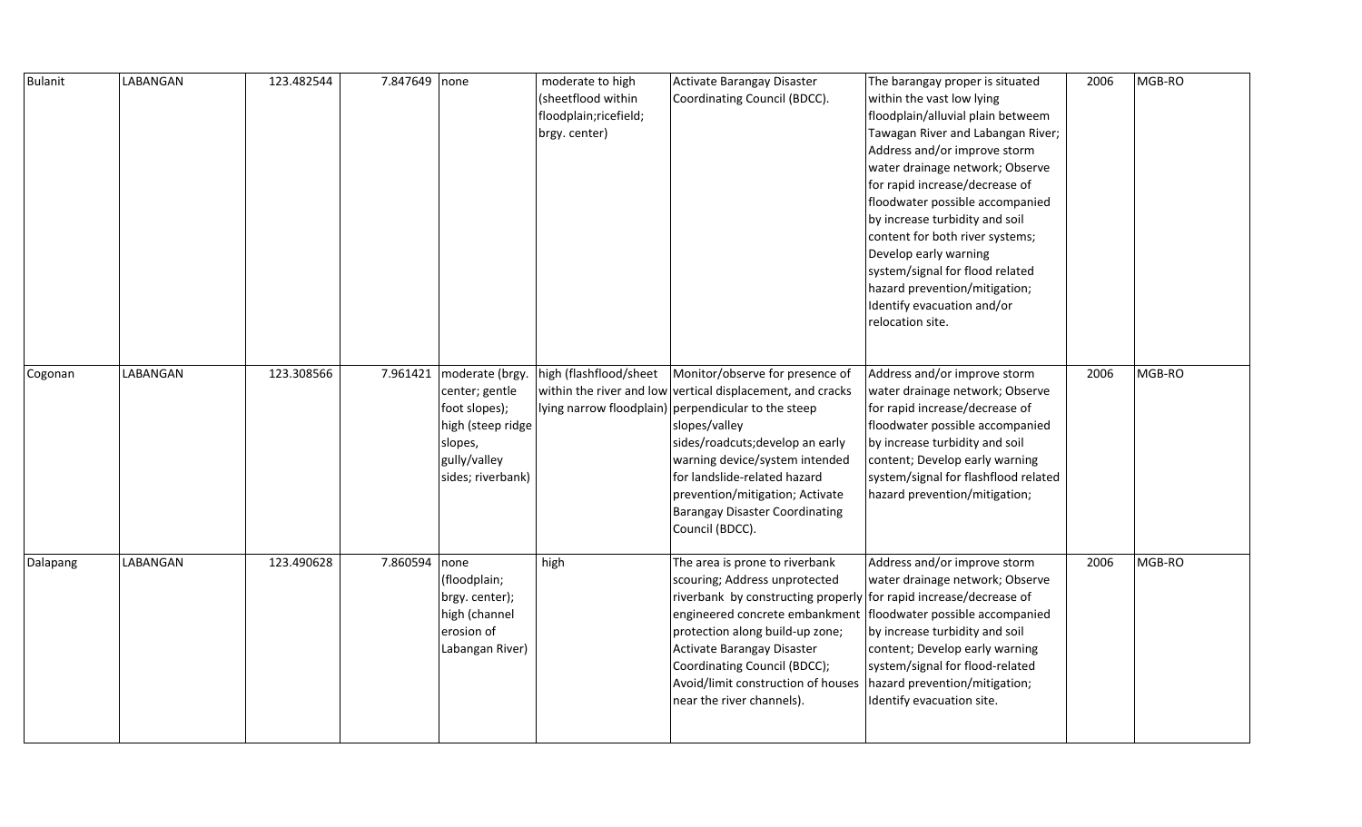| Bulanit | LABANGAN | 123.482544 | 7.847649 | none | moderate to high (sheetflood within floodplain;ricefield; brgy. center) | Activate Barangay Disaster Coordinating Council (BDCC). | The barangay proper is situated within the vast low lying floodplain/alluvial plain betweem Tawagan River and Labangan River; Address and/or improve storm water drainage network; Observe for rapid increase/decrease of floodwater possible accompanied by increase turbidity and soil content for both river systems; Develop early warning system/signal for flood related hazard prevention/mitigation; Identify evacuation and/or relocation site. | 2006 | MGB-RO |
|---|---|---|---|---|---|---|---|---|---|
| Cogonan | LABANGAN | 123.308566 | 7.961421 | moderate (brgy. center; gentle foot slopes); high (steep ridge slopes, gully/valley sides; riverbank) | high (flashflood/sheet within the river and low lying narrow floodplain) | Monitor/observe for presence of vertical displacement, and cracks perpendicular to the steep slopes/valley sides/roadcuts;develop an early warning device/system intended for landslide-related hazard prevention/mitigation; Activate Barangay Disaster Coordinating Council (BDCC). | Address and/or improve storm water drainage network; Observe for rapid increase/decrease of floodwater possible accompanied by increase turbidity and soil content; Develop early warning system/signal for flashflood related hazard prevention/mitigation; | 2006 | MGB-RO |
| Dalapang | LABANGAN | 123.490628 | 7.860594 | none (floodplain; brgy. center); high (channel erosion of Labangan River) | high | The area is prone to riverbank scouring; Address unprotected riverbank by constructing properly engineered concrete embankment protection along build-up zone; Activate Barangay Disaster Coordinating Council (BDCC); Avoid/limit construction of houses near the river channels). | Address and/or improve storm water drainage network; Observe for rapid increase/decrease of floodwater possible accompanied by increase turbidity and soil content; Develop early warning system/signal for flood-related hazard prevention/mitigation; Identify evacuation site. | 2006 | MGB-RO |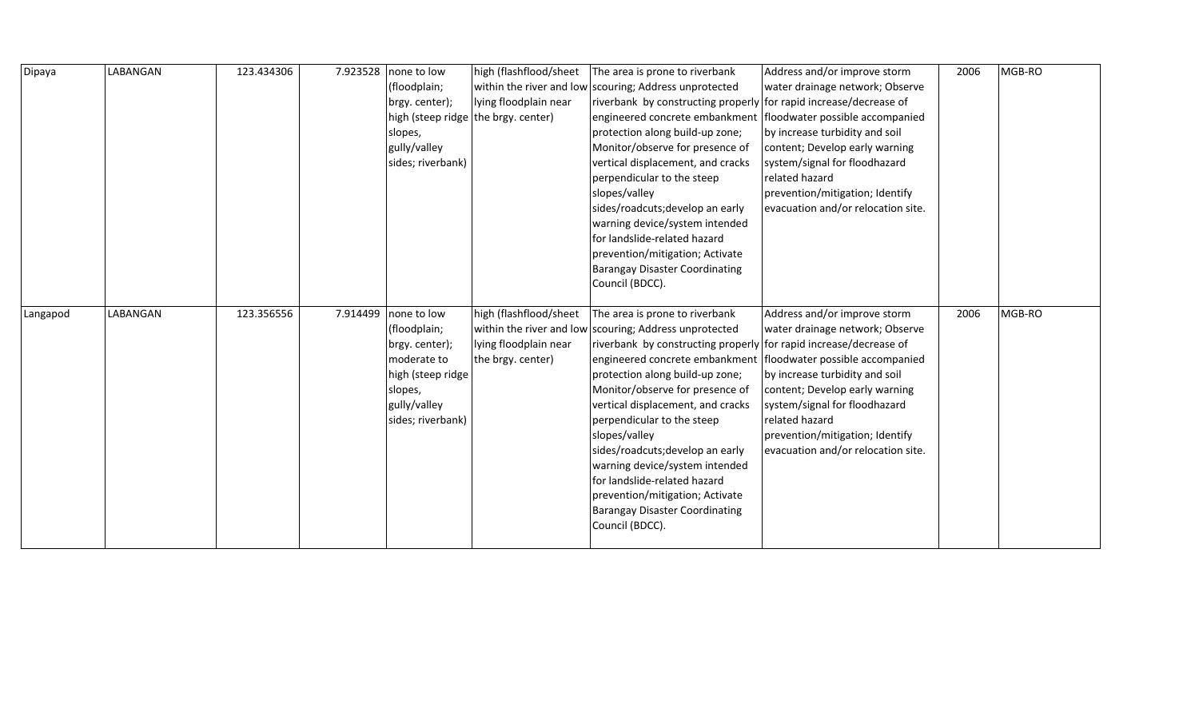| Dipaya | LABANGAN | 123.434306 | 7.923528 | none to low (floodplain; brgy. center); high (steep ridge slopes, gully/valley sides; riverbank) | high (flashflood/sheet within the river and low lying floodplain near the brgy. center) | The area is prone to riverbank scouring; Address unprotected riverbank by constructing properly engineered concrete embankment protection along build-up zone; Monitor/observe for presence of vertical displacement, and cracks perpendicular to the steep slopes/valley sides/roadcuts;develop an early warning device/system intended for landslide-related hazard prevention/mitigation; Activate Barangay Disaster Coordinating Council (BDCC). | Address and/or improve storm water drainage network; Observe for rapid increase/decrease of floodwater possible accompanied by increase turbidity and soil content; Develop early warning system/signal for floodhazard related hazard prevention/mitigation; Identify evacuation and/or relocation site. | 2006 | MGB-RO |
|---|---|---|---|---|---|---|---|---|---|
| Langapod | LABANGAN | 123.356556 | 7.914499 | none to low (floodplain; brgy. center); moderate to high (steep ridge slopes, gully/valley sides; riverbank) | high (flashflood/sheet within the river and low lying floodplain near the brgy. center) | The area is prone to riverbank scouring; Address unprotected riverbank by constructing properly engineered concrete embankment protection along build-up zone; Monitor/observe for presence of vertical displacement, and cracks perpendicular to the steep slopes/valley sides/roadcuts;develop an early warning device/system intended for landslide-related hazard prevention/mitigation; Activate Barangay Disaster Coordinating Council (BDCC). | Address and/or improve storm water drainage network; Observe for rapid increase/decrease of floodwater possible accompanied by increase turbidity and soil content; Develop early warning system/signal for floodhazard related hazard prevention/mitigation; Identify evacuation and/or relocation site. | 2006 | MGB-RO |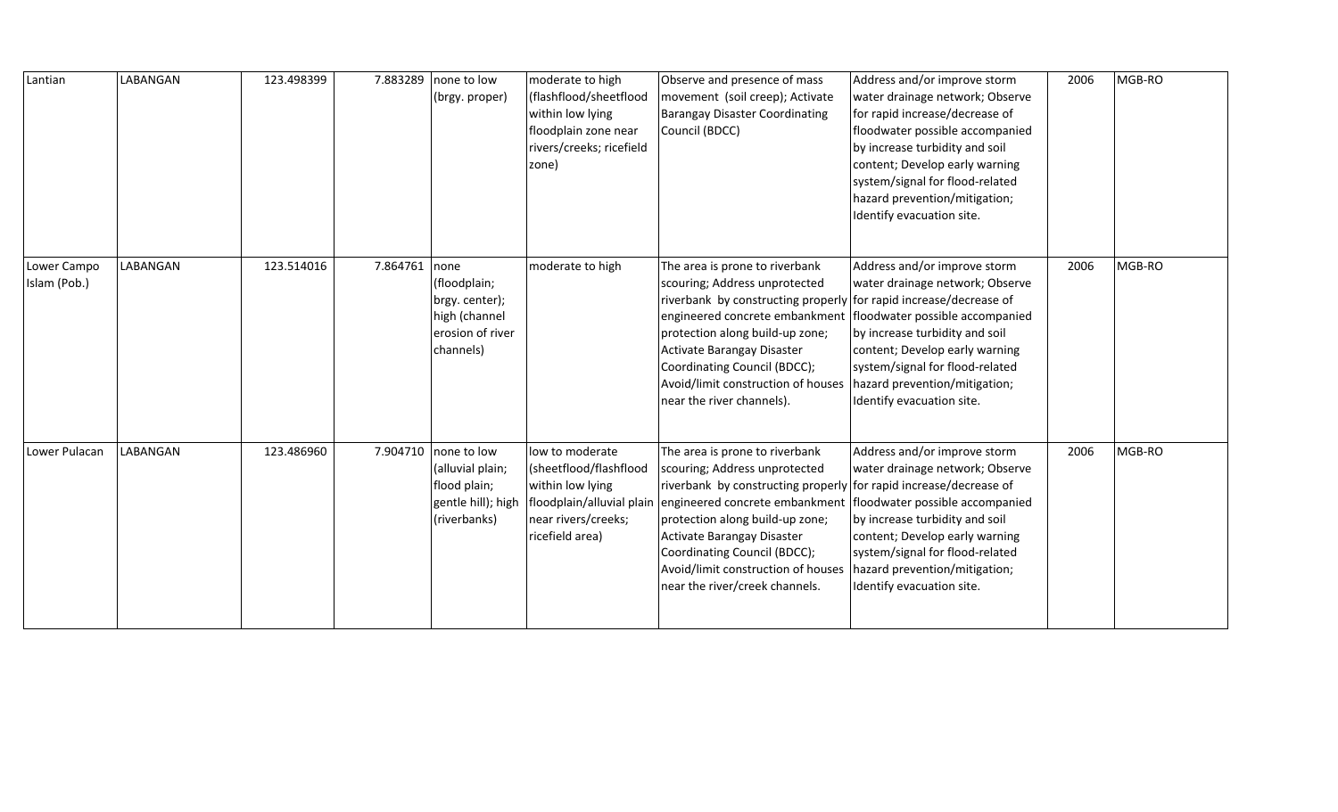| | | | | | | | | | |
|---|---|---|---|---|---|---|---|---|---|
| Lantian | LABANGAN | 123.498399 | 7.883289 | none to low (brgy. proper) | moderate to high (flashflood/sheetflood within low lying floodplain zone near rivers/creeks; ricefield zone) | Observe and presence of mass movement (soil creep); Activate Barangay Disaster Coordinating Council (BDCC) | Address and/or improve storm water drainage network; Observe for rapid increase/decrease of floodwater possible accompanied by increase turbidity and soil content; Develop early warning system/signal for flood-related hazard prevention/mitigation; Identify evacuation site. | 2006 | MGB-RO |
| Lower Campo Islam (Pob.) | LABANGAN | 123.514016 | 7.864761 | none (floodplain; brgy. center); high (channel erosion of river channels) | moderate to high | The area is prone to riverbank scouring; Address unprotected riverbank by constructing properly engineered concrete embankment protection along build-up zone; Activate Barangay Disaster Coordinating Council (BDCC); Avoid/limit construction of houses near the river channels). | Address and/or improve storm water drainage network; Observe for rapid increase/decrease of floodwater possible accompanied by increase turbidity and soil content; Develop early warning system/signal for flood-related hazard prevention/mitigation; Identify evacuation site. | 2006 | MGB-RO |
| Lower Pulacan | LABANGAN | 123.486960 | 7.904710 | none to low (alluvial plain; flood plain; gentle hill); high (riverbanks) | low to moderate (sheetflood/flashflood within low lying floodplain/alluvial plain near rivers/creeks; ricefield area) | The area is prone to riverbank scouring; Address unprotected riverbank by constructing properly engineered concrete embankment protection along build-up zone; Activate Barangay Disaster Coordinating Council (BDCC); Avoid/limit construction of houses near the river/creek channels. | Address and/or improve storm water drainage network; Observe for rapid increase/decrease of floodwater possible accompanied by increase turbidity and soil content; Develop early warning system/signal for flood-related hazard prevention/mitigation; Identify evacuation site. | 2006 | MGB-RO |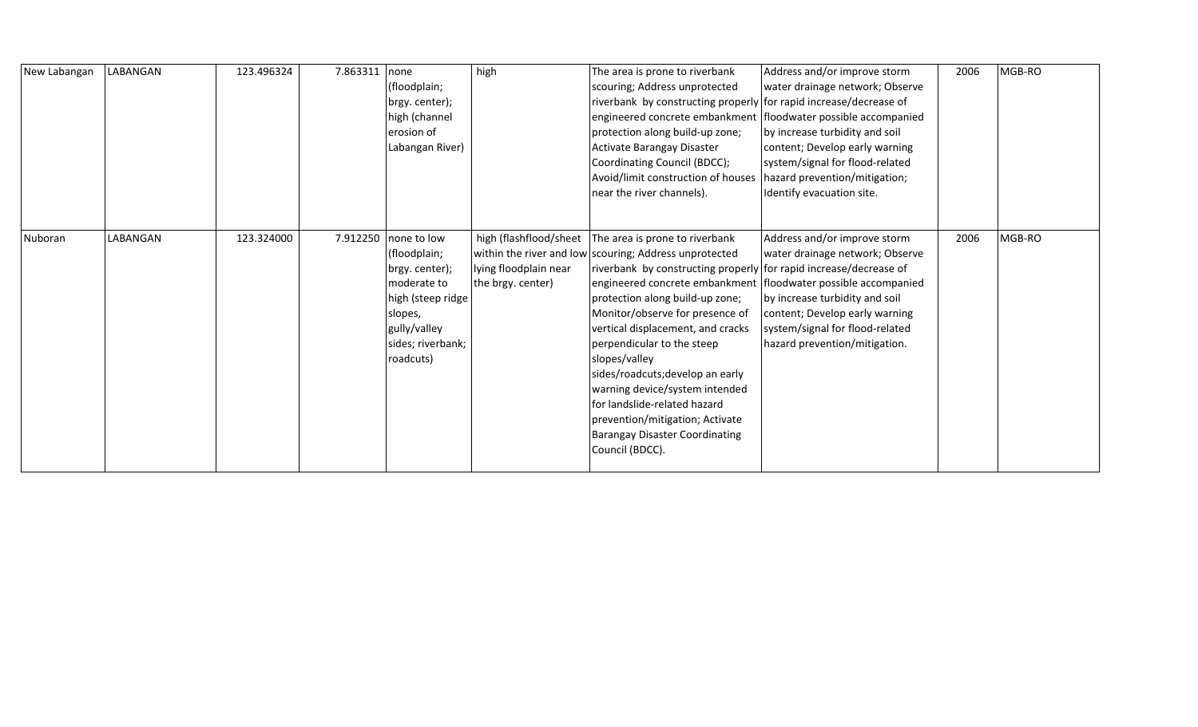| New Labangan | LABANGAN | 123.496324 | 7.863311 | none (floodplain; brgy. center); high (channel erosion of Labangan River) | high | The area is prone to riverbank scouring; Address unprotected riverbank by constructing properly engineered concrete embankment protection along build-up zone; Activate Barangay Disaster Coordinating Council (BDCC); Avoid/limit construction of houses near the river channels). | Address and/or improve storm water drainage network; Observe for rapid increase/decrease of floodwater possible accompanied by increase turbidity and soil content; Develop early warning system/signal for flood-related hazard prevention/mitigation; Identify evacuation site. | 2006 | MGB-RO |
|---|---|---|---|---|---|---|---|---|---|
| Nuboran | LABANGAN | 123.324000 | 7.912250 | none to low (floodplain; brgy. center); moderate to high (steep ridge slopes, gully/valley sides; riverbank; roadcuts) | high (flashflood/sheet within the river and low lying floodplain near the brgy. center) | The area is prone to riverbank scouring; Address unprotected riverbank by constructing properly engineered concrete embankment protection along build-up zone; Monitor/observe for presence of vertical displacement, and cracks perpendicular to the steep slopes/valley sides/roadcuts;develop an early warning device/system intended for landslide-related hazard prevention/mitigation; Activate Barangay Disaster Coordinating Council (BDCC). | Address and/or improve storm water drainage network; Observe for rapid increase/decrease of floodwater possible accompanied by increase turbidity and soil content; Develop early warning system/signal for flood-related hazard prevention/mitigation. | 2006 | MGB-RO |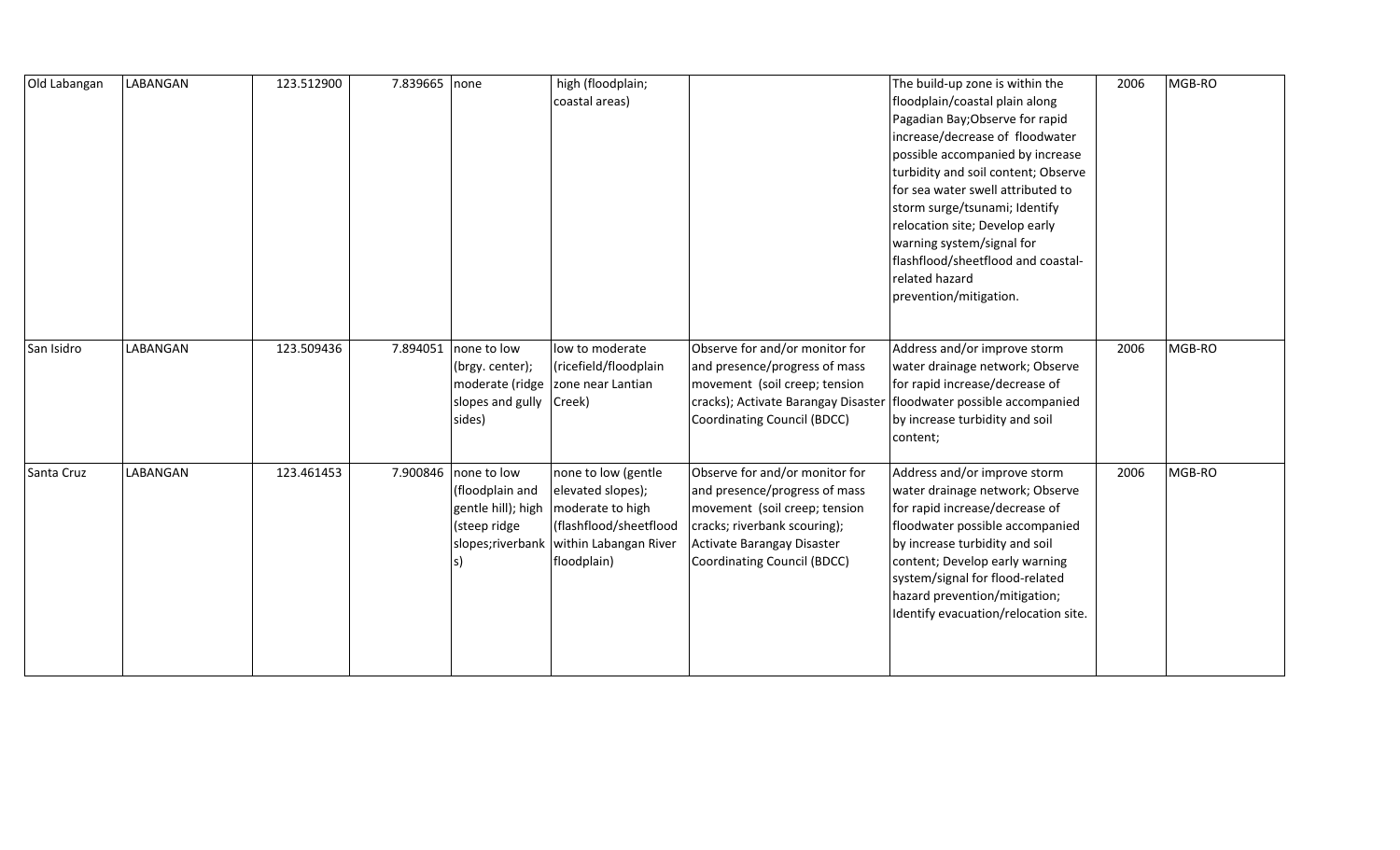| | | | | | | | | | |
|---|---|---|---|---|---|---|---|---|---|
| Old Labangan | LABANGAN | 123.512900 | 7.839665 | none | high (floodplain; coastal areas) | | The build-up zone is within the floodplain/coastal plain along Pagadian Bay;Observe for rapid increase/decrease of floodwater possible accompanied by increase turbidity and soil content; Observe for sea water swell attributed to storm surge/tsunami; Identify relocation site; Develop early warning system/signal for flashflood/sheetflood and coastal-related hazard prevention/mitigation. | 2006 | MGB-RO |
| San Isidro | LABANGAN | 123.509436 | 7.894051 | none to low (brgy. center); moderate (ridge slopes and gully sides) | low to moderate (ricefield/floodplain zone near Lantian Creek) | Observe for and/or monitor for and presence/progress of mass movement (soil creep; tension cracks); Activate Barangay Disaster Coordinating Council (BDCC) | Address and/or improve storm water drainage network; Observe for rapid increase/decrease of floodwater possible accompanied by increase turbidity and soil content; | 2006 | MGB-RO |
| Santa Cruz | LABANGAN | 123.461453 | 7.900846 | none to low (floodplain and gentle hill); high (steep ridge slopes;riverbanks) | none to low (gentle elevated slopes); moderate to high (flashflood/sheetflood within Labangan River floodplain) | Observe for and/or monitor for and presence/progress of mass movement (soil creep; tension cracks; riverbank scouring); Activate Barangay Disaster Coordinating Council (BDCC) | Address and/or improve storm water drainage network; Observe for rapid increase/decrease of floodwater possible accompanied by increase turbidity and soil content; Develop early warning system/signal for flood-related hazard prevention/mitigation; Identify evacuation/relocation site. | 2006 | MGB-RO |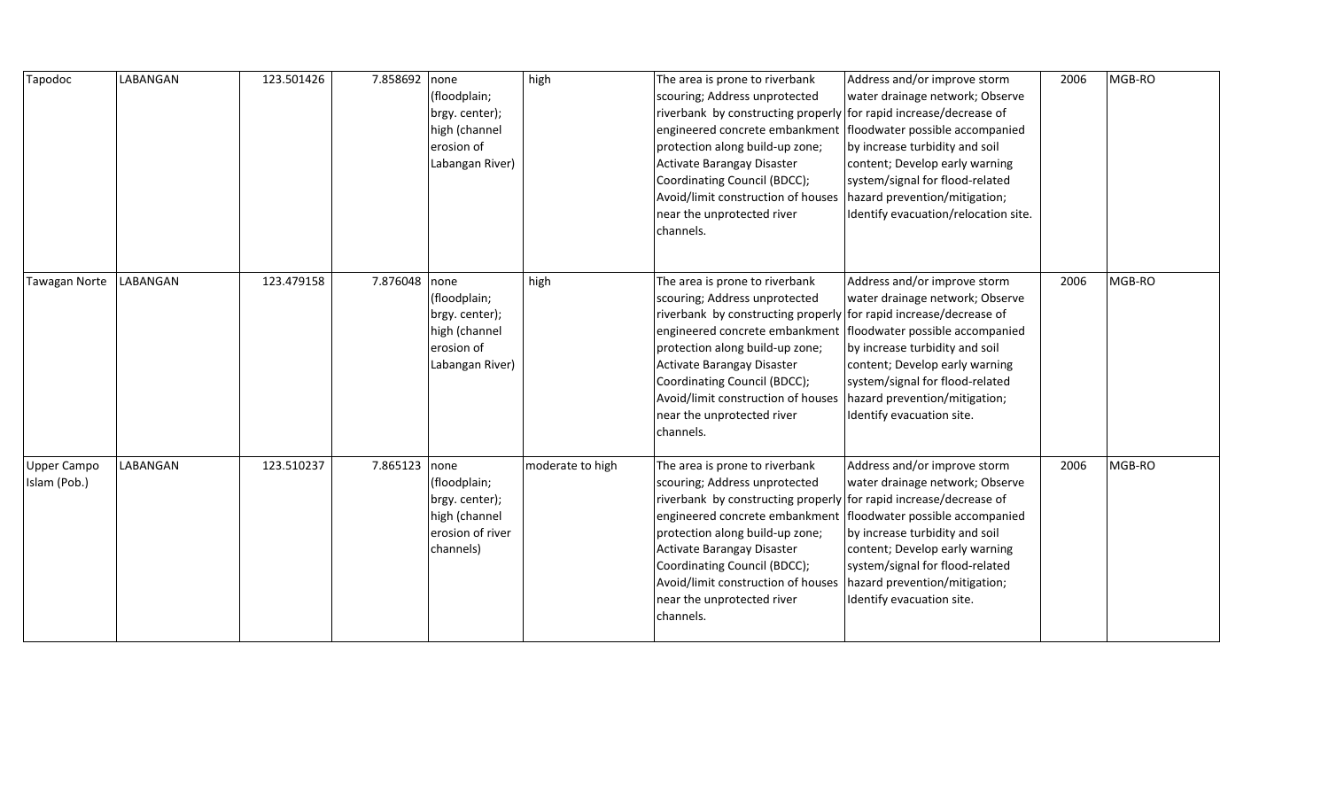| | | | | | | | | | |
|---|---|---|---|---|---|---|---|---|---|
| Tapodoc | LABANGAN | 123.501426 | 7.858692 | none (floodplain; brgy. center); high (channel erosion of Labangan River) | high | The area is prone to riverbank scouring; Address unprotected riverbank by constructing properly engineered concrete embankment protection along build-up zone; Activate Barangay Disaster Coordinating Council (BDCC); Avoid/limit construction of houses near the unprotected river channels. | Address and/or improve storm water drainage network; Observe for rapid increase/decrease of floodwater possible accompanied by increase turbidity and soil content; Develop early warning system/signal for flood-related hazard prevention/mitigation; Identify evacuation/relocation site. | 2006 | MGB-RO |
| Tawagan Norte | LABANGAN | 123.479158 | 7.876048 | none (floodplain; brgy. center); high (channel erosion of Labangan River) | high | The area is prone to riverbank scouring; Address unprotected riverbank by constructing properly engineered concrete embankment protection along build-up zone; Activate Barangay Disaster Coordinating Council (BDCC); Avoid/limit construction of houses near the unprotected river channels. | Address and/or improve storm water drainage network; Observe for rapid increase/decrease of floodwater possible accompanied by increase turbidity and soil content; Develop early warning system/signal for flood-related hazard prevention/mitigation; Identify evacuation site. | 2006 | MGB-RO |
| Upper Campo Islam (Pob.) | LABANGAN | 123.510237 | 7.865123 | none (floodplain; brgy. center); high (channel erosion of river channels) | moderate to high | The area is prone to riverbank scouring; Address unprotected riverbank by constructing properly engineered concrete embankment protection along build-up zone; Activate Barangay Disaster Coordinating Council (BDCC); Avoid/limit construction of houses near the unprotected river channels. | Address and/or improve storm water drainage network; Observe for rapid increase/decrease of floodwater possible accompanied by increase turbidity and soil content; Develop early warning system/signal for flood-related hazard prevention/mitigation; Identify evacuation site. | 2006 | MGB-RO |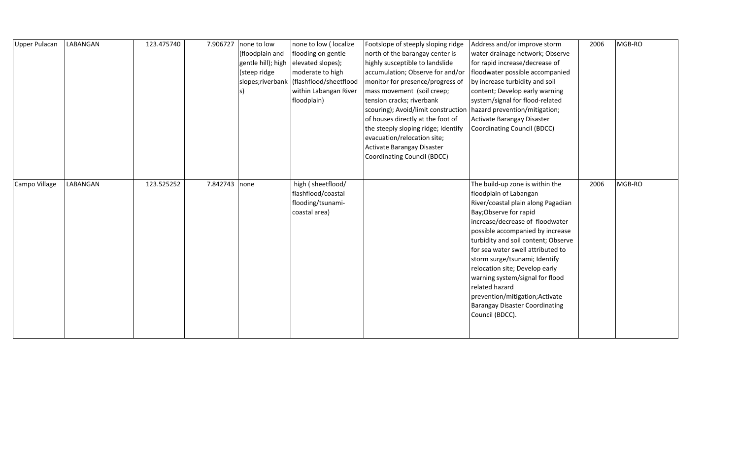| Upper Pulacan | LABANGAN | 123.475740 | 7.906727 | none to low (floodplain and gentle hill); high (steep ridge slopes;riverbanks) | none to low ( localize flooding on gentle elevated slopes); moderate to high (flashflood/sheetflood within Labangan River floodplain) | Footslope of steeply sloping ridge north of the barangay center is highly susceptible to landslide accumulation; Observe for and/or monitor for presence/progress of mass movement (soil creep; tension cracks; riverbank scouring); Avoid/limit construction of houses directly at the foot of the steeply sloping ridge; Identify evacuation/relocation site; Activate Barangay Disaster Coordinating Council (BDCC) | Address and/or improve storm water drainage network; Observe for rapid increase/decrease of floodwater possible accompanied by increase turbidity and soil content; Develop early warning system/signal for flood-related hazard prevention/mitigation; Activate Barangay Disaster Coordinating Council (BDCC) | 2006 | MGB-RO |
|---|---|---|---|---|---|---|---|---|---|
| Campo Village | LABANGAN | 123.525252 | 7.842743 | none | high ( sheetflood/ flashflood/coastal flooding/tsunami-coastal area) | | The build-up zone is within the floodplain of Labangan River/coastal plain along Pagadian Bay;Observe for rapid increase/decrease of floodwater possible accompanied by increase turbidity and soil content; Observe for sea water swell attributed to storm surge/tsunami; Identify relocation site; Develop early warning system/signal for flood related hazard prevention/mitigation;Activate Barangay Disaster Coordinating Council (BDCC). | 2006 | MGB-RO |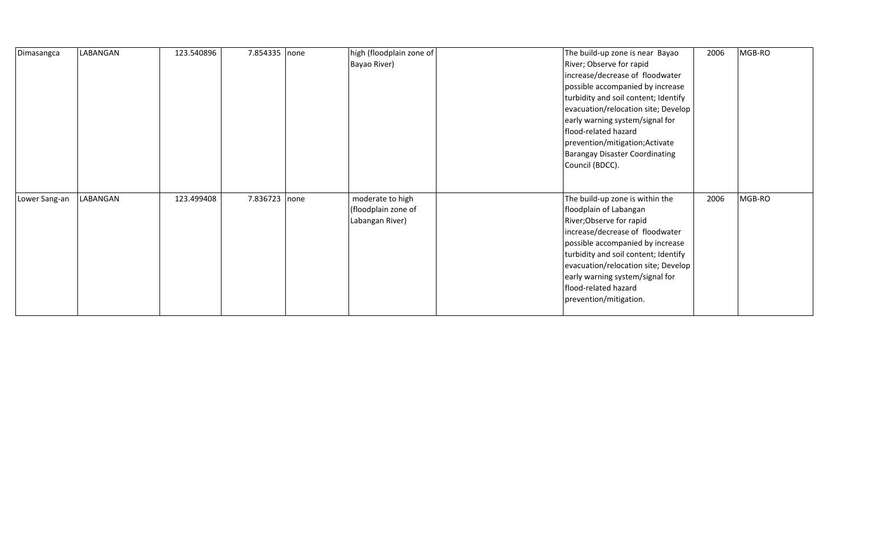| | | | | | | | | | |
|---|---|---|---|---|---|---|---|---|---|
| Dimasangca | LABANGAN | 123.540896 | 7.854335 | none | high (floodplain zone of Bayao River) | | The build-up zone is near Bayao River; Observe for rapid increase/decrease of floodwater possible accompanied by increase turbidity and soil content; Identify evacuation/relocation site; Develop early warning system/signal for flood-related hazard prevention/mitigation;Activate Barangay Disaster Coordinating Council (BDCC). | 2006 | MGB-RO |
| Lower Sang-an | LABANGAN | 123.499408 | 7.836723 | none | moderate to high (floodplain zone of Labangan River) | | The build-up zone is within the floodplain of Labangan River;Observe for rapid increase/decrease of floodwater possible accompanied by increase turbidity and soil content; Identify evacuation/relocation site; Develop early warning system/signal for flood-related hazard prevention/mitigation. | 2006 | MGB-RO |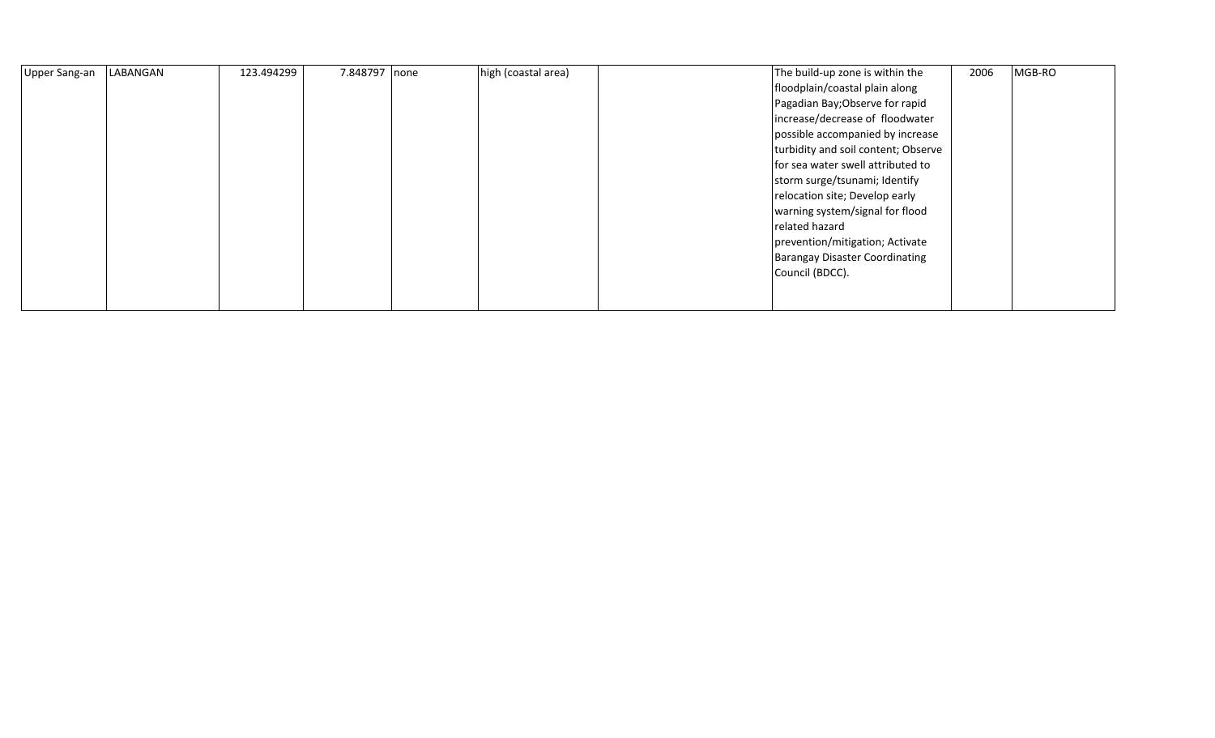| | | | | | | | | | |
|---|---|---|---|---|---|---|---|---|---|
| Upper Sang-an | LABANGAN | 123.494299 | 7.848797 | none | high (coastal area) | | The build-up zone is within the floodplain/coastal plain along Pagadian Bay;Observe for rapid increase/decrease of floodwater possible accompanied by increase turbidity and soil content; Observe for sea water swell attributed to storm surge/tsunami; Identify relocation site; Develop early warning system/signal for flood related hazard prevention/mitigation; Activate Barangay Disaster Coordinating Council (BDCC). | 2006 | MGB-RO |